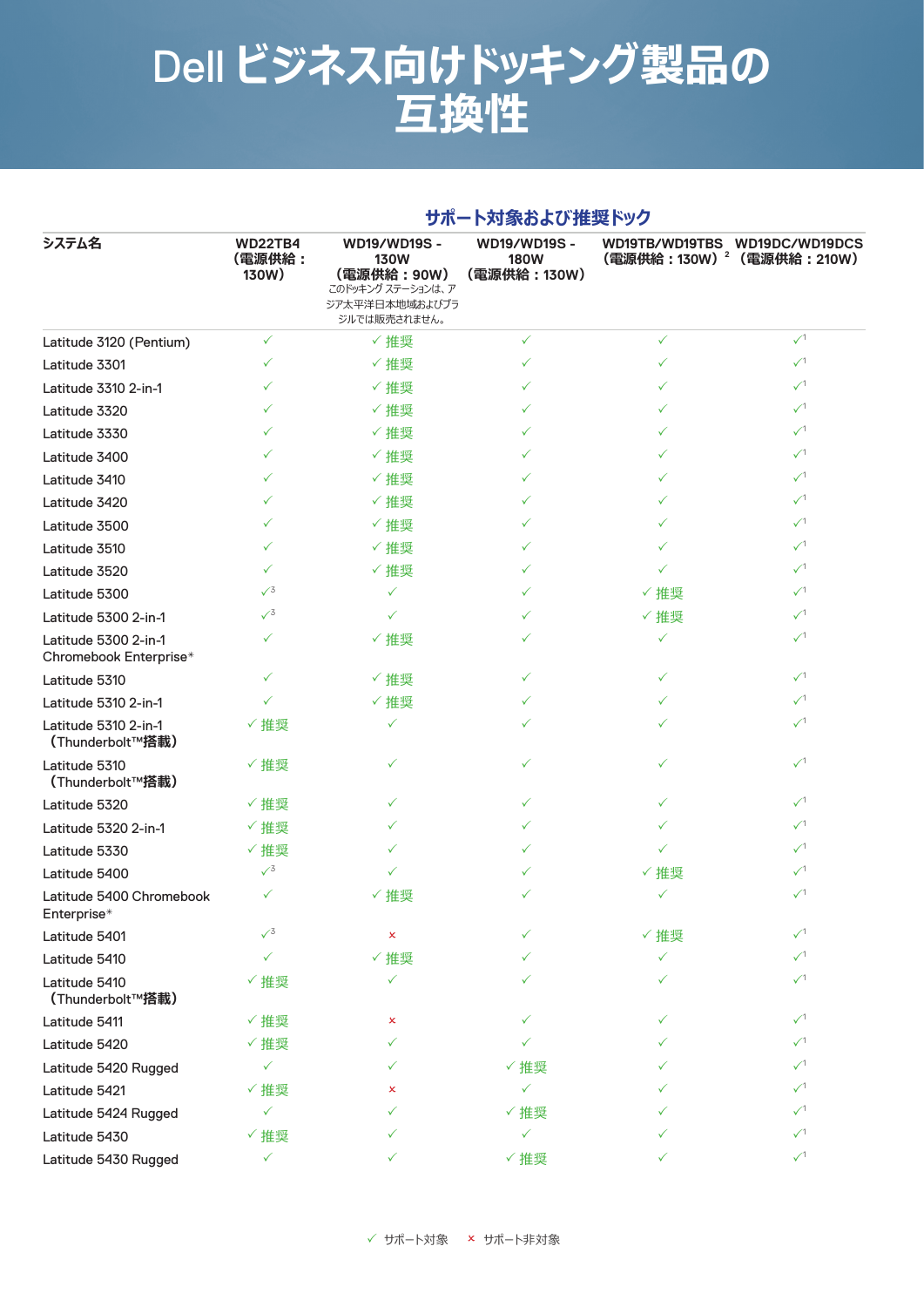# Dell ビジネス向けドッキング製品の互換性

| システム名 | サポート対象および推奨ドック | | | | |
|---|---|---|---|---|---|
| | WD22TB4（電源供給：130W） | WD19/WD19S - 130W（電源供給：90W）このドッキング ステーションは、アジア太平洋日本地域およびブラジルでは販売されません。 | WD19/WD19S - 180W（電源供給：130W） | WD19TB/WD19TBS（電源供給：130W）[2] | WD19DC/WD19DCS（電源供給：210W） |
| Latitude 3120 (Pentium) | ✓ | ✓ 推奨 | ✓ | ✓ | ✓[1] |
| Latitude 3301 | ✓ | ✓ 推奨 | ✓ | ✓ | ✓[1] |
| Latitude 3310 2-in-1 | ✓ | ✓ 推奨 | ✓ | ✓ | ✓[1] |
| Latitude 3320 | ✓ | ✓ 推奨 | ✓ | ✓ | ✓[1] |
| Latitude 3330 | ✓ | ✓ 推奨 | ✓ | ✓ | ✓[1] |
| Latitude 3400 | ✓ | ✓ 推奨 | ✓ | ✓ | ✓[1] |
| Latitude 3410 | ✓ | ✓ 推奨 | ✓ | ✓ | ✓[1] |
| Latitude 3420 | ✓ | ✓ 推奨 | ✓ | ✓ | ✓[1] |
| Latitude 3500 | ✓ | ✓ 推奨 | ✓ | ✓ | ✓[1] |
| Latitude 3510 | ✓ | ✓ 推奨 | ✓ | ✓ | ✓[1] |
| Latitude 3520 | ✓ | ✓ 推奨 | ✓ | ✓ | ✓[1] |
| Latitude 5300 | ✓[3] | ✓ | ✓ | ✓ 推奨 | ✓[1] |
| Latitude 5300 2-in-1 | ✓[3] | ✓ | ✓ | ✓ 推奨 | ✓[1] |
| Latitude 5300 2-in-1 Chromebook Enterprise* | ✓ | ✓ 推奨 | ✓ | ✓ | ✓[1] |
| Latitude 5310 | ✓ | ✓ 推奨 | ✓ | ✓ | ✓[1] |
| Latitude 5310 2-in-1 | ✓ | ✓ 推奨 | ✓ | ✓ | ✓[1] |
| Latitude 5310 2-in-1（Thunderbolt™搭載） | ✓ 推奨 | ✓ | ✓ | ✓ | ✓[1] |
| Latitude 5310（Thunderbolt™搭載） | ✓ 推奨 | ✓ | ✓ | ✓ | ✓[1] |
| Latitude 5320 | ✓ 推奨 | ✓ | ✓ | ✓ | ✓[1] |
| Latitude 5320 2-in-1 | ✓ 推奨 | ✓ | ✓ | ✓ | ✓[1] |
| Latitude 5330 | ✓ 推奨 | ✓ | ✓ | ✓ | ✓[1] |
| Latitude 5400 | ✓[3] | ✓ | ✓ | ✓ 推奨 | ✓[1] |
| Latitude 5400 Chromebook Enterprise* | ✓ | ✓ 推奨 | ✓ | ✓ | ✓[1] |
| Latitude 5401 | ✓[3] | × | ✓ | ✓ 推奨 | ✓[1] |
| Latitude 5410 | ✓ | ✓ 推奨 | ✓ | ✓ | ✓[1] |
| Latitude 5410（Thunderbolt™搭載） | ✓ 推奨 | ✓ | ✓ | ✓ | ✓[1] |
| Latitude 5411 | ✓ 推奨 | × | ✓ | ✓ | ✓[1] |
| Latitude 5420 | ✓ 推奨 | ✓ | ✓ | ✓ | ✓[1] |
| Latitude 5420 Rugged | ✓ | ✓ | ✓ 推奨 | ✓ | ✓[1] |
| Latitude 5421 | ✓ 推奨 | × | ✓ | ✓ | ✓[1] |
| Latitude 5424 Rugged | ✓ | ✓ | ✓ 推奨 | ✓ | ✓[1] |
| Latitude 5430 | ✓ 推奨 | ✓ | ✓ | ✓ | ✓[1] |
| Latitude 5430 Rugged | ✓ | ✓ | ✓ 推奨 | ✓ | ✓[1] |

✓ サポート対象　× サポート非対象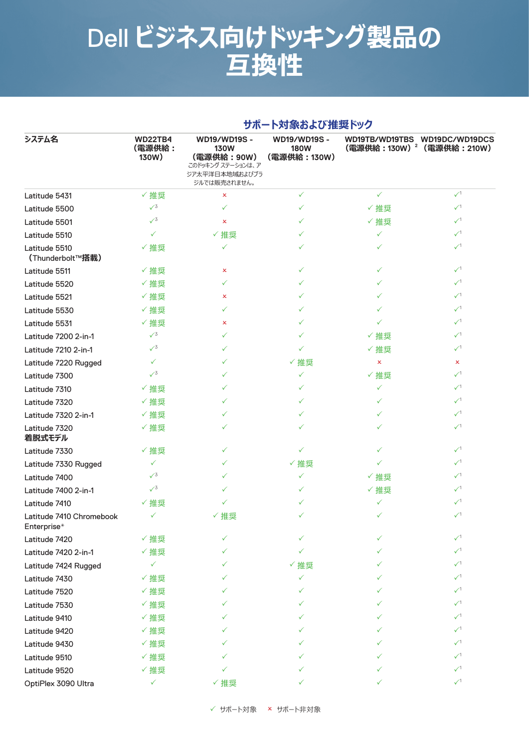# Dell ビジネス向けドッキング製品の互換性

| システム名 | サポート対象および推奨ドック | | | | |
|---|---|---|---|---|---|
| | WD22TB4（電源供給：130W） | WD19/WD19S - 130W（電源供給：90W）このドッキング ステーションは、アジア太平洋日本地域およびブラジルでは販売されません。 | WD19/WD19S - 180W（電源供給：130W） | WD19TB/WD19TBS（電源供給：130W）[2] | WD19DC/WD19DCS（電源供給：210W） |
| Latitude 5431 | ✓ 推奨 | × | ✓ | ✓ | ✓[1] |
| Latitude 5500 | ✓[3] | ✓ | ✓ | ✓ 推奨 | ✓[1] |
| Latitude 5501 | ✓[3] | × | ✓ | ✓ 推奨 | ✓[1] |
| Latitude 5510 | ✓ | ✓ 推奨 | ✓ | ✓ | ✓[1] |
| Latitude 5510（Thunderbolt™搭載） | ✓ 推奨 | ✓ | ✓ | ✓ | ✓[1] |
| Latitude 5511 | ✓ 推奨 | × | ✓ | ✓ | ✓[1] |
| Latitude 5520 | ✓ 推奨 | ✓ | ✓ | ✓ | ✓[1] |
| Latitude 5521 | ✓ 推奨 | × | ✓ | ✓ | ✓[1] |
| Latitude 5530 | ✓ 推奨 | ✓ | ✓ | ✓ | ✓[1] |
| Latitude 5531 | ✓ 推奨 | × | ✓ | ✓ | ✓[1] |
| Latitude 7200 2-in-1 | ✓[3] | ✓ | ✓ | ✓ 推奨 | ✓[1] |
| Latitude 7210 2-in-1 | ✓[3] | ✓ | ✓ | ✓ 推奨 | ✓[1] |
| Latitude 7220 Rugged | ✓ | ✓ | ✓ 推奨 | × | × |
| Latitude 7300 | ✓[3] | ✓ | ✓ | ✓ 推奨 | ✓[1] |
| Latitude 7310 | ✓ 推奨 | ✓ | ✓ | ✓ | ✓[1] |
| Latitude 7320 | ✓ 推奨 | ✓ | ✓ | ✓ | ✓[1] |
| Latitude 7320 2-in-1 | ✓ 推奨 | ✓ | ✓ | ✓ | ✓[1] |
| Latitude 7320 着脱式モデル | ✓ 推奨 | ✓ | ✓ | ✓ | ✓[1] |
| Latitude 7330 | ✓ 推奨 | ✓ | ✓ | ✓ | ✓[1] |
| Latitude 7330 Rugged | ✓ | ✓ | ✓ 推奨 | ✓ | ✓[1] |
| Latitude 7400 | ✓[3] | ✓ | ✓ | ✓ 推奨 | ✓[1] |
| Latitude 7400 2-in-1 | ✓[3] | ✓ | ✓ | ✓ 推奨 | ✓[1] |
| Latitude 7410 | ✓ 推奨 | ✓ | ✓ | ✓ | ✓[1] |
| Latitude 7410 Chromebook Enterprise* | ✓ | ✓ 推奨 | ✓ | ✓ | ✓[1] |
| Latitude 7420 | ✓ 推奨 | ✓ | ✓ | ✓ | ✓[1] |
| Latitude 7420 2-in-1 | ✓ 推奨 | ✓ | ✓ | ✓ | ✓[1] |
| Latitude 7424 Rugged | ✓ | ✓ | ✓ 推奨 | ✓ | ✓[1] |
| Latitude 7430 | ✓ 推奨 | ✓ | ✓ | ✓ | ✓[1] |
| Latitude 7520 | ✓ 推奨 | ✓ | ✓ | ✓ | ✓[1] |
| Latitude 7530 | ✓ 推奨 | ✓ | ✓ | ✓ | ✓[1] |
| Latitude 9410 | ✓ 推奨 | ✓ | ✓ | ✓ | ✓[1] |
| Latitude 9420 | ✓ 推奨 | ✓ | ✓ | ✓ | ✓[1] |
| Latitude 9430 | ✓ 推奨 | ✓ | ✓ | ✓ | ✓[1] |
| Latitude 9510 | ✓ 推奨 | ✓ | ✓ | ✓ | ✓[1] |
| Latitude 9520 | ✓ 推奨 | ✓ | ✓ | ✓ | ✓[1] |
| OptiPlex 3090 Ultra | ✓ | ✓ 推奨 | ✓ | ✓ | ✓[1] |

✓ サポート対象　× サポート非対象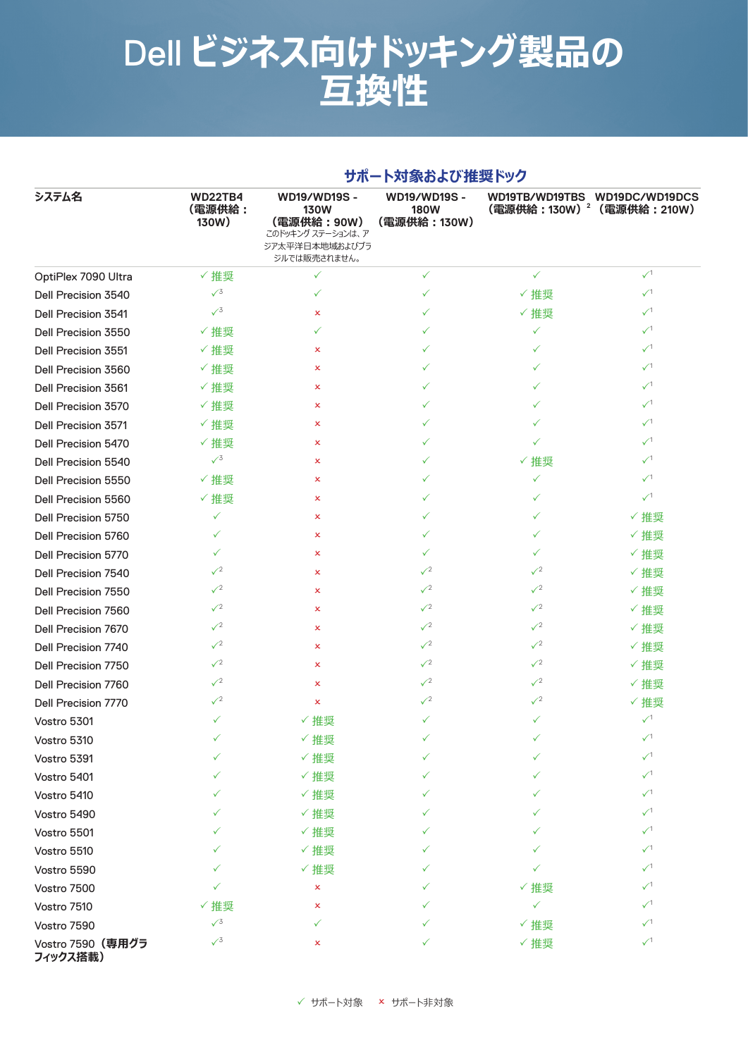# Dell ビジネス向けドッキング製品の互換性

| システム名 | サポート対象および推奨ドック | | | | |
|---|---|---|---|---|---|
| | WD22TB4（電源供給：130W） | WD19/WD19S - 130W（電源供給：90W）このドッキング ステーションは、アジア太平洋日本地域およびブラジルでは販売されません。 | WD19/WD19S - 180W（電源供給：130W） | WD19TB/WD19TBS（電源供給：130W）[2] | WD19DC/WD19DCS（電源供給：210W） |
| OptiPlex 7090 Ultra | ✓ 推奨 | ✓ | ✓ | ✓ | ✓[1] |
| Dell Precision 3540 | ✓[3] | ✓ | ✓ | ✓ 推奨 | ✓[1] |
| Dell Precision 3541 | ✓[3] | × | ✓ | ✓ 推奨 | ✓[1] |
| Dell Precision 3550 | ✓ 推奨 | ✓ | ✓ | ✓ | ✓[1] |
| Dell Precision 3551 | ✓ 推奨 | × | ✓ | ✓ | ✓[1] |
| Dell Precision 3560 | ✓ 推奨 | × | ✓ | ✓ | ✓[1] |
| Dell Precision 3561 | ✓ 推奨 | × | ✓ | ✓ | ✓[1] |
| Dell Precision 3570 | ✓ 推奨 | × | ✓ | ✓ | ✓[1] |
| Dell Precision 3571 | ✓ 推奨 | × | ✓ | ✓ | ✓[1] |
| Dell Precision 5470 | ✓ 推奨 | × | ✓ | ✓ | ✓[1] |
| Dell Precision 5540 | ✓[3] | × | ✓ | ✓ 推奨 | ✓[1] |
| Dell Precision 5550 | ✓ 推奨 | × | ✓ | ✓ | ✓[1] |
| Dell Precision 5560 | ✓ 推奨 | × | ✓ | ✓ | ✓[1] |
| Dell Precision 5750 | ✓ | × | ✓ | ✓ | ✓ 推奨 |
| Dell Precision 5760 | ✓ | × | ✓ | ✓ | ✓ 推奨 |
| Dell Precision 5770 | ✓ | × | ✓ | ✓ | ✓ 推奨 |
| Dell Precision 7540 | ✓[2] | × | ✓[2] | ✓[2] | ✓ 推奨 |
| Dell Precision 7550 | ✓[2] | × | ✓[2] | ✓[2] | ✓ 推奨 |
| Dell Precision 7560 | ✓[2] | × | ✓[2] | ✓[2] | ✓ 推奨 |
| Dell Precision 7670 | ✓[2] | × | ✓[2] | ✓[2] | ✓ 推奨 |
| Dell Precision 7740 | ✓[2] | × | ✓[2] | ✓[2] | ✓ 推奨 |
| Dell Precision 7750 | ✓[2] | × | ✓[2] | ✓[2] | ✓ 推奨 |
| Dell Precision 7760 | ✓[2] | × | ✓[2] | ✓[2] | ✓ 推奨 |
| Dell Precision 7770 | ✓[2] | × | ✓[2] | ✓[2] | ✓ 推奨 |
| Vostro 5301 | ✓ | ✓ 推奨 | ✓ | ✓ | ✓[1] |
| Vostro 5310 | ✓ | ✓ 推奨 | ✓ | ✓ | ✓[1] |
| Vostro 5391 | ✓ | ✓ 推奨 | ✓ | ✓ | ✓[1] |
| Vostro 5401 | ✓ | ✓ 推奨 | ✓ | ✓ | ✓[1] |
| Vostro 5410 | ✓ | ✓ 推奨 | ✓ | ✓ | ✓[1] |
| Vostro 5490 | ✓ | ✓ 推奨 | ✓ | ✓ | ✓[1] |
| Vostro 5501 | ✓ | ✓ 推奨 | ✓ | ✓ | ✓[1] |
| Vostro 5510 | ✓ | ✓ 推奨 | ✓ | ✓ | ✓[1] |
| Vostro 5590 | ✓ | ✓ 推奨 | ✓ | ✓ | ✓[1] |
| Vostro 7500 | ✓ | × | ✓ | ✓ 推奨 | ✓[1] |
| Vostro 7510 | ✓ 推奨 | × | ✓ | ✓ | ✓[1] |
| Vostro 7590 | ✓[3] | ✓ | ✓ | ✓ 推奨 | ✓[1] |
| Vostro 7590（専用グラフィックス搭載） | ✓[3] | × | ✓ | ✓ 推奨 | ✓[1] |

✓ サポート対象　× サポート非対象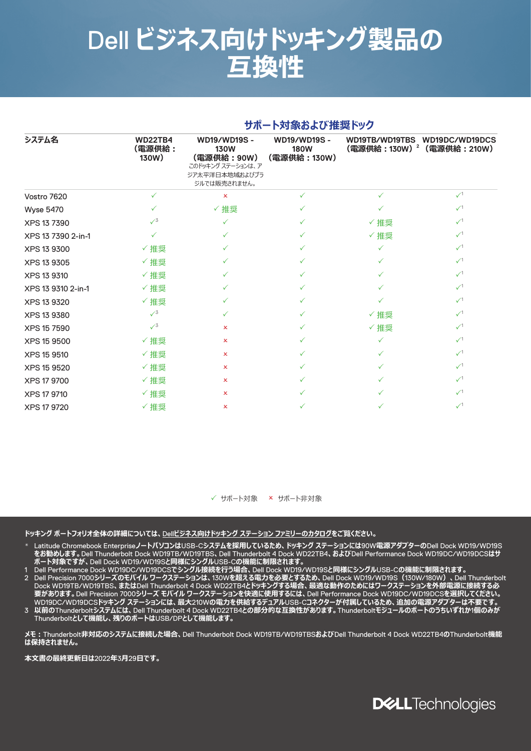# Dell ビジネス向けドッキング製品の互換性

## サポート対象および推奨ドック

| システム名 | WD22TB4（電源供給：130W） | WD19/WD19S - 130W（電源供給：90W）このドッキング ステーションは、アジア太平洋日本地域およびブラジルでは販売されません。 | WD19/WD19S - 180W（電源供給：130W） | WD19TB/WD19TBS（電源供給：130W）[2] | WD19DC/WD19DCS（電源供給：210W） |
|---|---|---|---|---|---|
| Vostro 7620 | ✓ | × | ✓ | ✓ | ✓[1] |
| Wyse 5470 | ✓ | ✓ 推奨 | ✓ | ✓ | ✓[1] |
| XPS 13 7390 | ✓[3] | ✓ | ✓ | ✓ 推奨 | ✓[1] |
| XPS 13 7390 2-in-1 | ✓ | ✓ | ✓ | ✓ 推奨 | ✓[1] |
| XPS 13 9300 | ✓ 推奨 | ✓ | ✓ | ✓ | ✓[1] |
| XPS 13 9305 | ✓ 推奨 | ✓ | ✓ | ✓ | ✓[1] |
| XPS 13 9310 | ✓ 推奨 | ✓ | ✓ | ✓ | ✓[1] |
| XPS 13 9310 2-in-1 | ✓ 推奨 | ✓ | ✓ | ✓ | ✓[1] |
| XPS 13 9320 | ✓ 推奨 | ✓ | ✓ | ✓ | ✓[1] |
| XPS 13 9380 | ✓[3] | ✓ | ✓ | ✓ 推奨 | ✓[1] |
| XPS 15 7590 | ✓[3] | × | ✓ | ✓ 推奨 | ✓[1] |
| XPS 15 9500 | ✓ 推奨 | × | ✓ | ✓ | ✓[1] |
| XPS 15 9510 | ✓ 推奨 | × | ✓ | ✓ | ✓[1] |
| XPS 15 9520 | ✓ 推奨 | × | ✓ | ✓ | ✓[1] |
| XPS 17 9700 | ✓ 推奨 | × | ✓ | ✓ | ✓[1] |
| XPS 17 9710 | ✓ 推奨 | × | ✓ | ✓ | ✓[1] |
| XPS 17 9720 | ✓ 推奨 | × | ✓ | ✓ | ✓[1] |

✓ サポート対象　× サポート非対象

**ドッキング ポートフォリオ全体の詳細については、Dellビジネス向けドッキング ステーション ファミリーのカタログをご覧ください。**

- \* Latitude Chromebook Enterpriseノートパソコンは USB-Cシステムを採用しているため、ドッキング ステーションには90W電源アダプターのDell Dock WD19/WD19Sをお勧めします。Dell Thunderbolt Dock WD19TB/WD19TBS、Dell Thunderbolt 4 Dock WD22TB4、およびDell Performance Dock WD19DC/WD19DCSはサポート対象ですが、Dell Dock WD19/WD19Sと同様にシングルUSB-Cの機能に制限されます。
- 1 Dell Performance Dock WD19DC/WD19DCSでシングル接続を行う場合、Dell Dock WD19/WD19Sと同様にシングルUSB-Cの機能に制限されます。
- 2 Dell Precision 7000シリーズのモバイル ワークステーションは、130Wを超える電力を必要とするため、Dell Dock WD19/WD19S（130W/180W）、Dell Thunderbolt Dock WD19TB/WD19TBS、またはDell Thunderbolt 4 Dock WD22TB4とドッキングする場合、最適な動作のためにはワークステーションを外部電源に接続する必要があります。Dell Precision 7000シリーズ モバイル ワークステーションを快適に使用するには、Dell Performance Dock WD19DC/WD19DCSを選択してください。WD19DC/WD19DCSドッキング ステーションには、最大210Wの電力を供給するデュアルUSB-Cコネクターが付属しているため、追加の電源アダプターは不要です。
- 3 以前のThunderboltシステムには、Dell Thunderbolt 4 Dock WD22TB4との部分的な互換性があります。Thunderboltモジュールのポートのうちいずれか1個のみがThunderboltとして機能し、残りのポートはUSB/DPとして機能します。

**メモ：Thunderbolt非対応のシステムに接続した場合、Dell Thunderbolt Dock WD19TB/WD19TBSおよびDell Thunderbolt 4 Dock WD22TB4のThunderbolt機能は保持されません。**

**本文書の最終更新日は2022年3月29日です。**

DELL Technologies